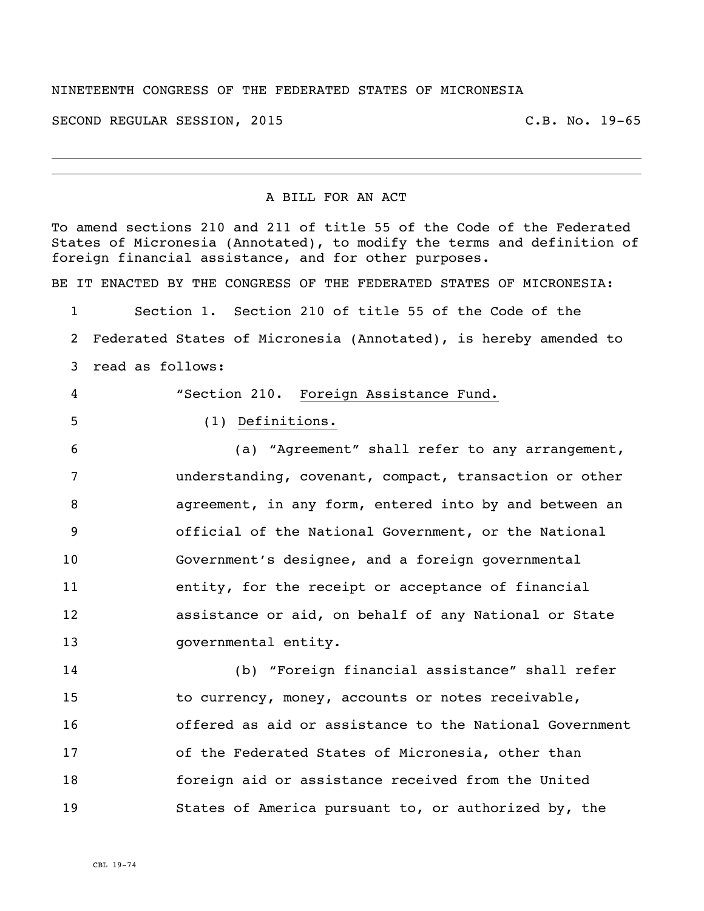NINETEENTH CONGRESS OF THE FEDERATED STATES OF MICRONESIA

SECOND REGULAR SESSION, 2015 C.B. No. 19-65

---

A BILL FOR AN ACT

To amend sections 210 and 211 of title 55 of the Code of the Federated States of Micronesia (Annotated), to modify the terms and definition of foreign financial assistance, and for other purposes.

BE IT ENACTED BY THE CONGRESS OF THE FEDERATED STATES OF MICRONESIA:

1 Section 1. Section 210 of title 55 of the Code of the
2 Federated States of Micronesia (Annotated), is hereby amended to
3 read as follows:

4 "Section 210. Foreign Assistance Fund.

5 (1) Definitions.

6 (a) "Agreement" shall refer to any arrangement,
7 understanding, covenant, compact, transaction or other
8 agreement, in any form, entered into by and between an
9 official of the National Government, or the National
10 Government's designee, and a foreign governmental
11 entity, for the receipt or acceptance of financial
12 assistance or aid, on behalf of any National or State
13 governmental entity.

14 (b) "Foreign financial assistance" shall refer
15 to currency, money, accounts or notes receivable,
16 offered as aid or assistance to the National Government
17 of the Federated States of Micronesia, other than
18 foreign aid or assistance received from the United
19 States of America pursuant to, or authorized by, the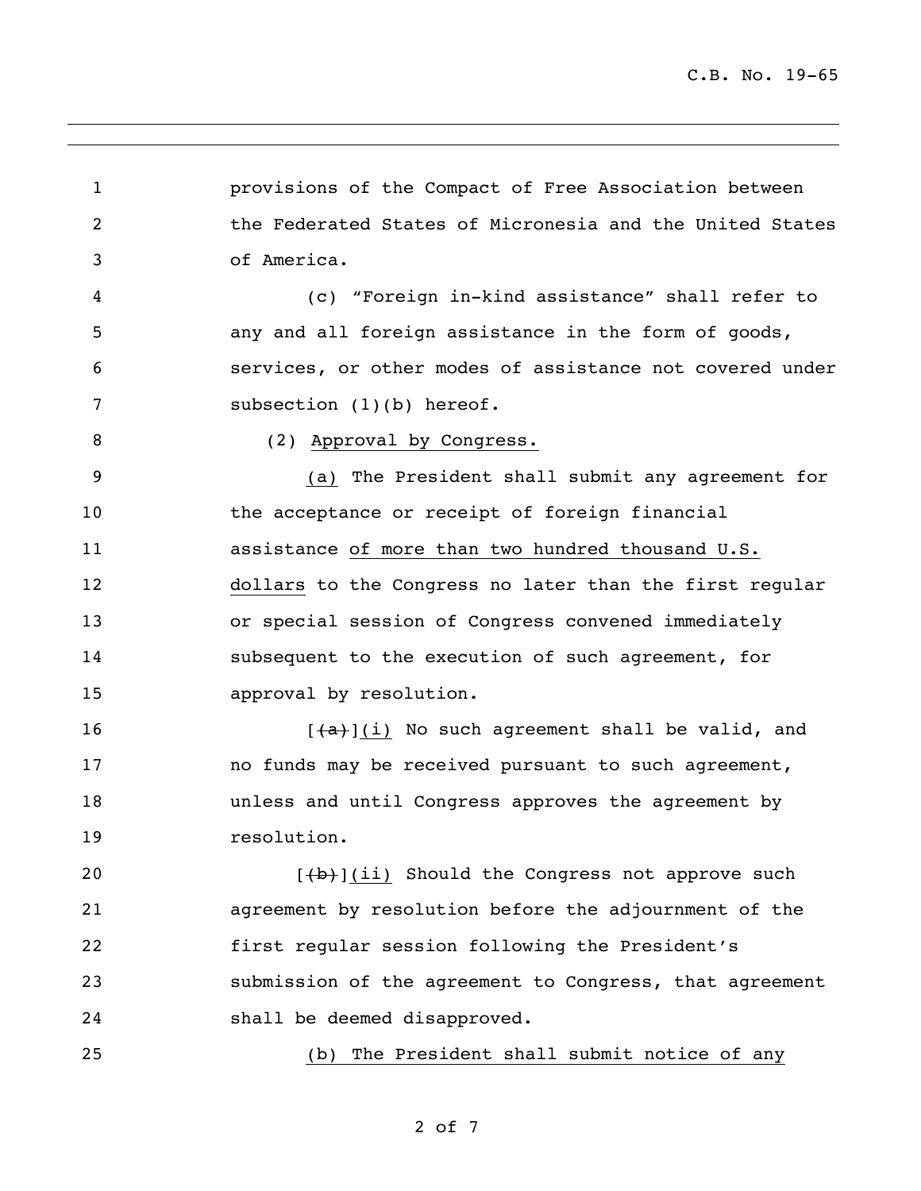provisions of the Compact of Free Association between the Federated States of Micronesia and the United States of America.

(c) "Foreign in-kind assistance" shall refer to any and all foreign assistance in the form of goods, services, or other modes of assistance not covered under subsection (1)(b) hereof.

(2) <u>Approval by Congress.</u>

<u>(a)</u> The President shall submit any agreement for the acceptance or receipt of foreign financial assistance <u>of more than two hundred thousand U.S. dollars</u> to the Congress no later than the first regular or special session of Congress convened immediately subsequent to the execution of such agreement, for approval by resolution.

[~~(a)~~]<u>(i)</u> No such agreement shall be valid, and no funds may be received pursuant to such agreement, unless and until Congress approves the agreement by resolution.

[~~(b)~~]<u>(ii)</u> Should the Congress not approve such agreement by resolution before the adjournment of the first regular session following the President's submission of the agreement to Congress, that agreement shall be deemed disapproved.

<u>(b) The President shall submit notice of any</u>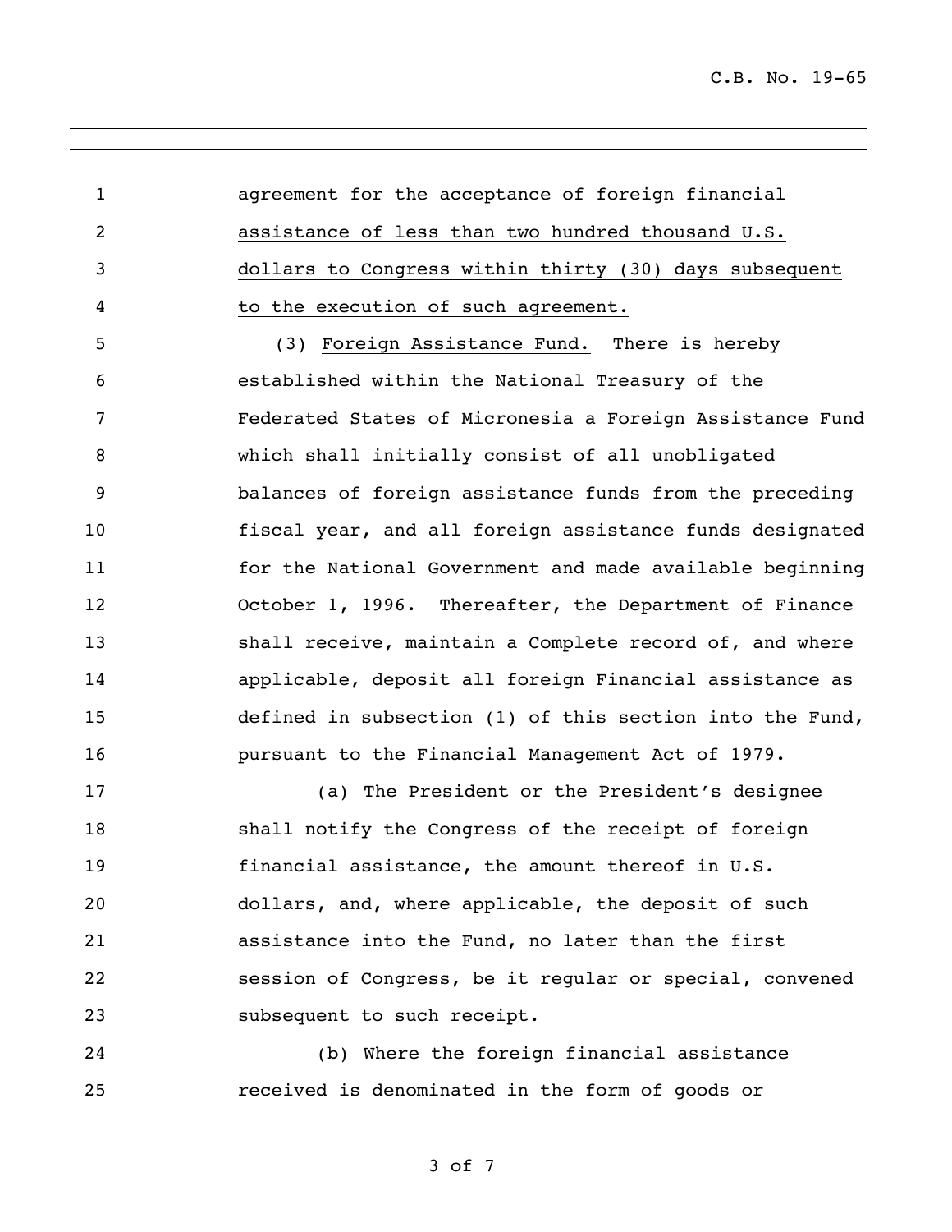agreement for the acceptance of foreign financial assistance of less than two hundred thousand U.S. dollars to Congress within thirty (30) days subsequent to the execution of such agreement.

(3) Foreign Assistance Fund. There is hereby established within the National Treasury of the Federated States of Micronesia a Foreign Assistance Fund which shall initially consist of all unobligated balances of foreign assistance funds from the preceding fiscal year, and all foreign assistance funds designated for the National Government and made available beginning October 1, 1996. Thereafter, the Department of Finance shall receive, maintain a Complete record of, and where applicable, deposit all foreign Financial assistance as defined in subsection (1) of this section into the Fund, pursuant to the Financial Management Act of 1979.

(a) The President or the President's designee shall notify the Congress of the receipt of foreign financial assistance, the amount thereof in U.S. dollars, and, where applicable, the deposit of such assistance into the Fund, no later than the first session of Congress, be it regular or special, convened subsequent to such receipt.

(b) Where the foreign financial assistance received is denominated in the form of goods or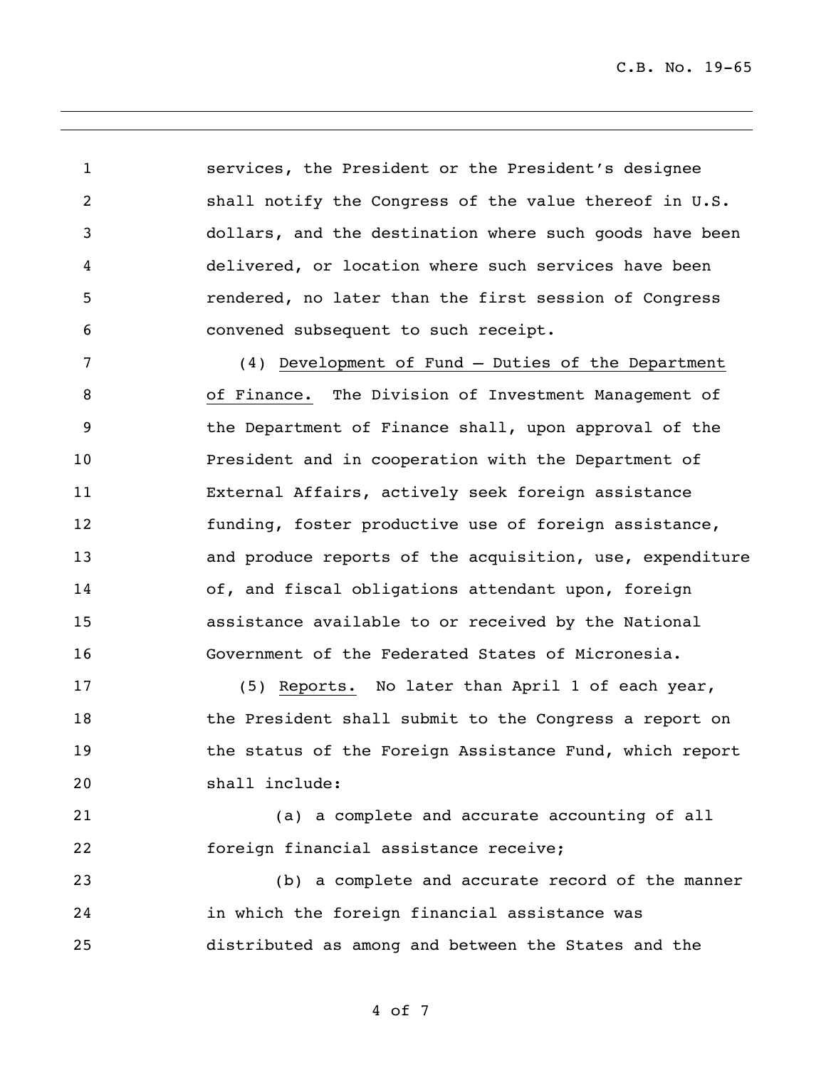services, the President or the President's designee shall notify the Congress of the value thereof in U.S. dollars, and the destination where such goods have been delivered, or location where such services have been rendered, no later than the first session of Congress convened subsequent to such receipt.

(4) Development of Fund – Duties of the Department of Finance. The Division of Investment Management of the Department of Finance shall, upon approval of the President and in cooperation with the Department of External Affairs, actively seek foreign assistance funding, foster productive use of foreign assistance, and produce reports of the acquisition, use, expenditure of, and fiscal obligations attendant upon, foreign assistance available to or received by the National Government of the Federated States of Micronesia.

(5) Reports. No later than April 1 of each year, the President shall submit to the Congress a report on the status of the Foreign Assistance Fund, which report shall include:

(a) a complete and accurate accounting of all foreign financial assistance receive;

(b) a complete and accurate record of the manner in which the foreign financial assistance was distributed as among and between the States and the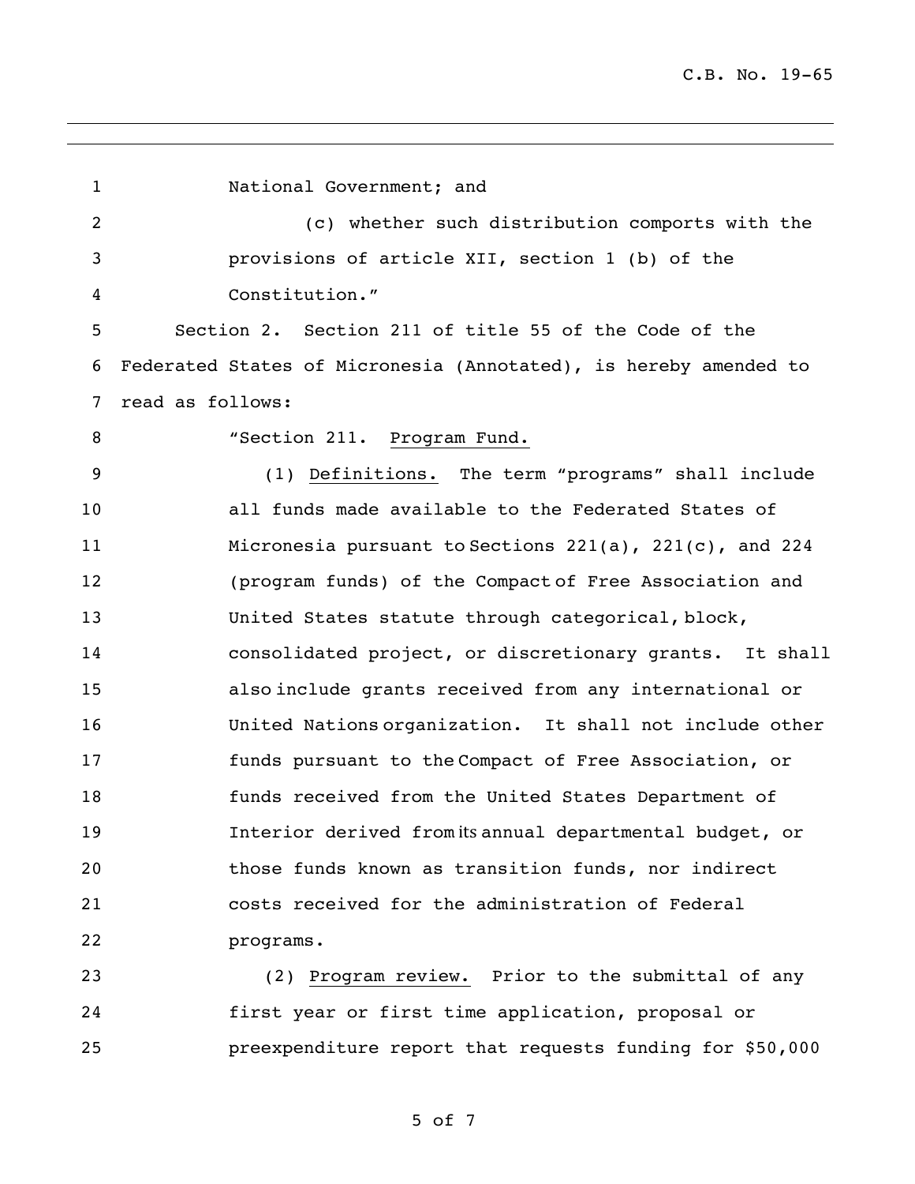National Government; and

(c) whether such distribution comports with the provisions of article XII, section 1 (b) of the Constitution."

Section 2. Section 211 of title 55 of the Code of the Federated States of Micronesia (Annotated), is hereby amended to read as follows:

"Section 211. Program Fund.

(1) Definitions. The term "programs" shall include all funds made available to the Federated States of Micronesia pursuant to Sections 221(a), 221(c), and 224 (program funds) of the Compact of Free Association and United States statute through categorical, block, consolidated project, or discretionary grants. It shall also include grants received from any international or United Nations organization. It shall not include other funds pursuant to the Compact of Free Association, or funds received from the United States Department of Interior derived from its annual departmental budget, or those funds known as transition funds, nor indirect costs received for the administration of Federal programs.

(2) Program review. Prior to the submittal of any first year or first time application, proposal or preexpenditure report that requests funding for $50,000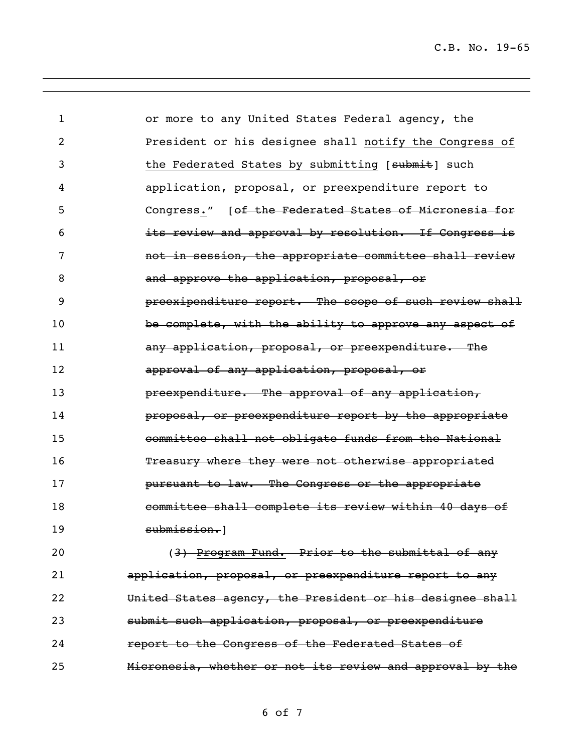or more to any United States Federal agency, the President or his designee shall <u>notify the Congress of the Federated States by submitting</u> [~~submit~~] such application, proposal, or preexpenditure report to Congress<u>.</u>" [~~of the Federated States of Micronesia for its review and approval by resolution. If Congress is not in session, the appropriate committee shall review and approve the application, proposal, or preexipenditure report. The scope of such review shall be complete, with the ability to approve any aspect of any application, proposal, or preexpenditure. The approval of any application, proposal, or preexpenditure. The approval of any application, proposal, or preexpenditure report by the appropriate committee shall not obligate funds from the National Treasury where they were not otherwise appropriated pursuant to law. The Congress or the appropriate committee shall complete its review within 40 days of submission.~~]

(~~3) Program Fund. Prior to the submittal of any application, proposal, or preexpenditure report to any United States agency, the President or his designee shall submit such application, proposal, or preexpenditure report to the Congress of the Federated States of Micronesia, whether or not its review and approval by the~~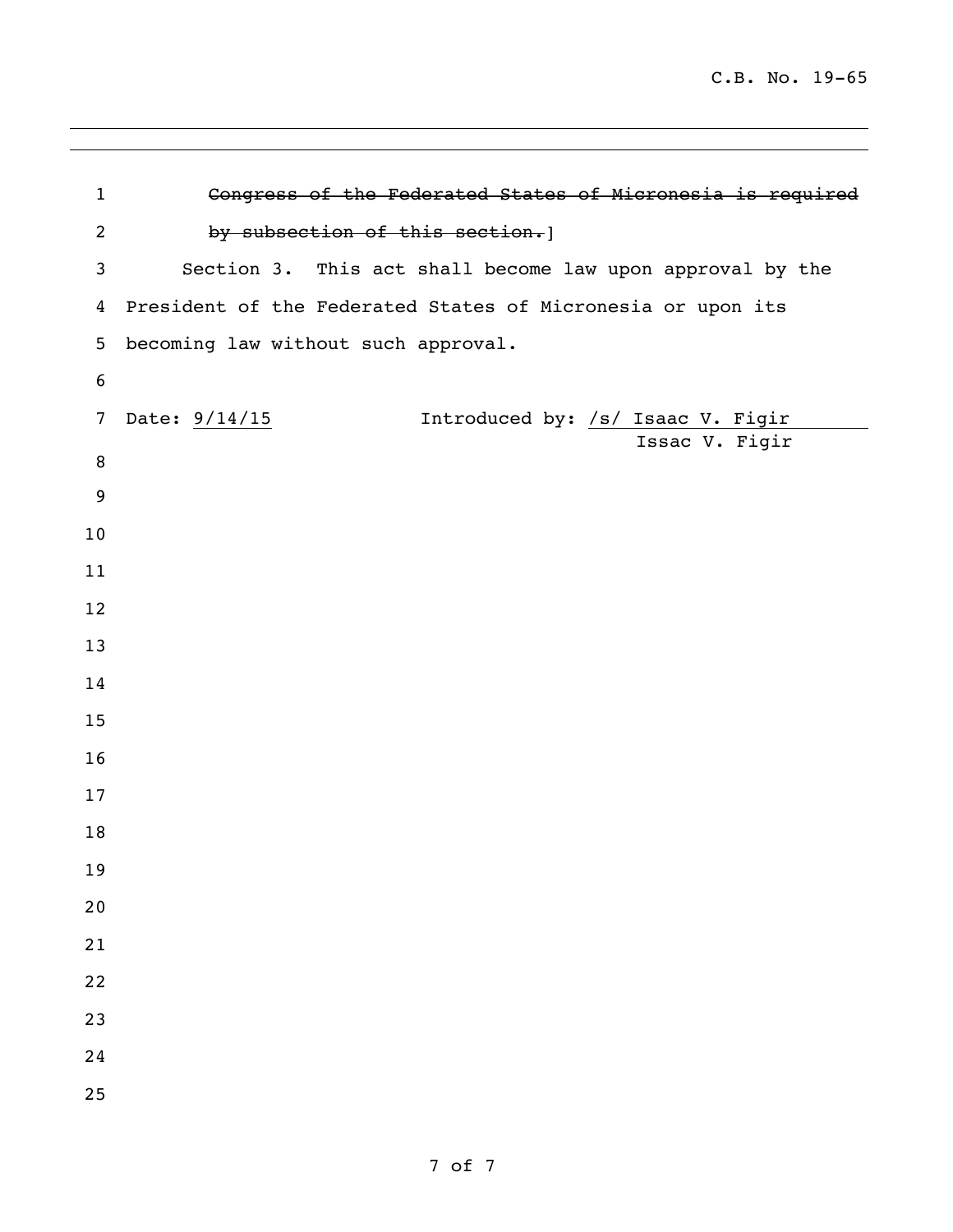~~Congress of the Federated States of Micronesia is required by subsection of this section.~~]

Section 3. This act shall become law upon approval by the President of the Federated States of Micronesia or upon its becoming law without such approval.

Date: 9/14/15 Introduced by: /s/ Isaac V. Figir

Issac V. Figir